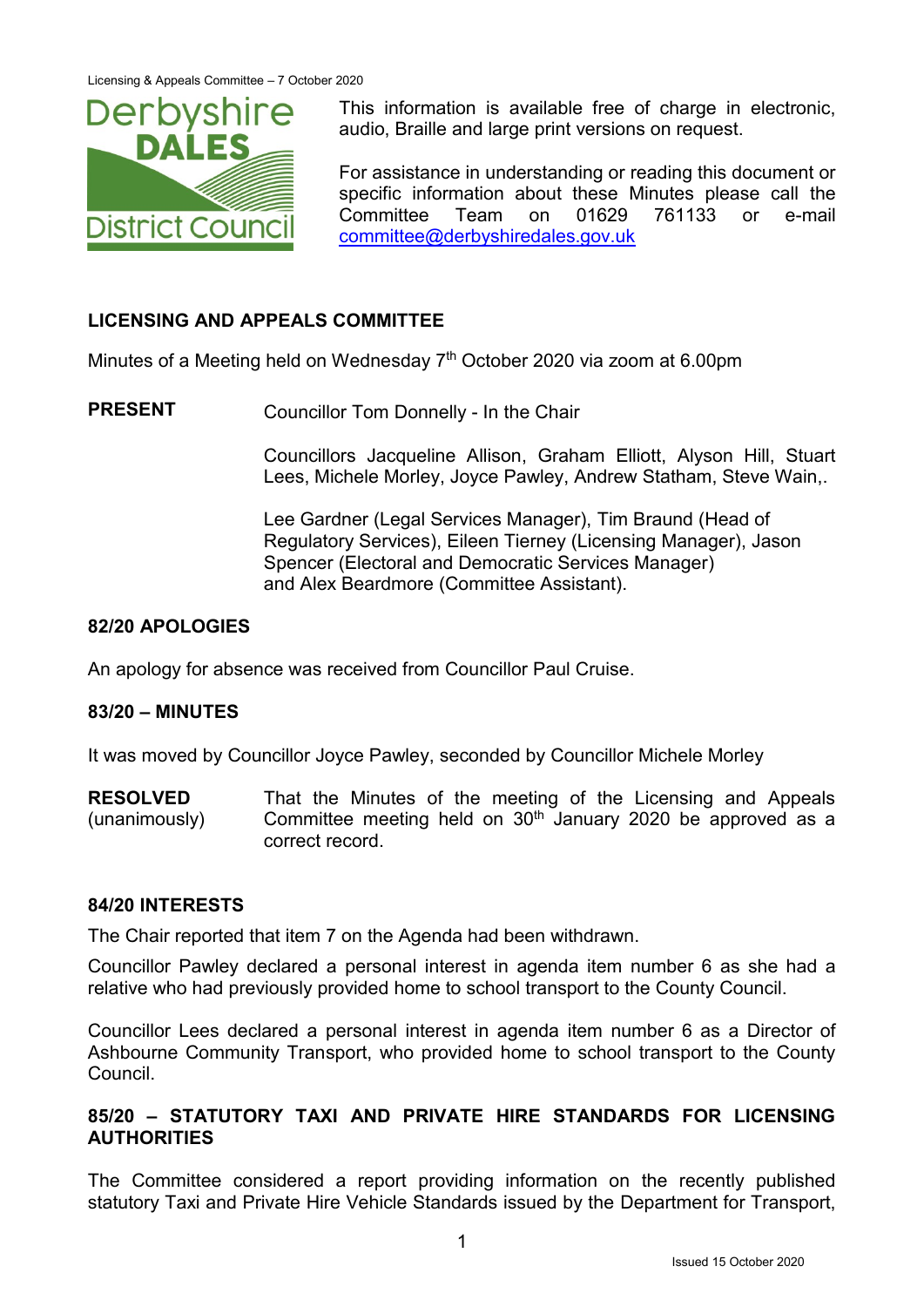This information is available free of charge in electronic, audio, Braille and large print versions on request.

For assistance in understanding or reading this document or specific information about these Minutes please call the Committee Team on 01629 761133 or e-mail committee@derbyshiredales.gov.uk

## LICENSING AND APPEALS COMMITTEE

Minutes of a Meeting held on Wednesday 7th October 2020 via zoom at 6.00pm

**PRESENT** Councillor Tom Donnelly - In the Chair

Councillors Jacqueline Allison, Graham Elliott, Alyson Hill, Stuart Lees, Michele Morley, Joyce Pawley, Andrew Statham, Steve Wain,.

Lee Gardner (Legal Services Manager), Tim Braund (Head of Regulatory Services), Eileen Tierney (Licensing Manager), Jason Spencer (Electoral and Democratic Services Manager) and Alex Beardmore (Committee Assistant).

### 82/20 APOLOGIES

An apology for absence was received from Councillor Paul Cruise.

### 83/20 – MINUTES

It was moved by Councillor Joyce Pawley, seconded by Councillor Michele Morley

**RESOLVED** (unanimously) That the Minutes of the meeting of the Licensing and Appeals Committee meeting held on 30th January 2020 be approved as a correct record.

### 84/20 INTERESTS

The Chair reported that item 7 on the Agenda had been withdrawn.

Councillor Pawley declared a personal interest in agenda item number 6 as she had a relative who had previously provided home to school transport to the County Council.

Councillor Lees declared a personal interest in agenda item number 6 as a Director of Ashbourne Community Transport, who provided home to school transport to the County Council.

### 85/20 – STATUTORY TAXI AND PRIVATE HIRE STANDARDS FOR LICENSING AUTHORITIES

The Committee considered a report providing information on the recently published statutory Taxi and Private Hire Vehicle Standards issued by the Department for Transport,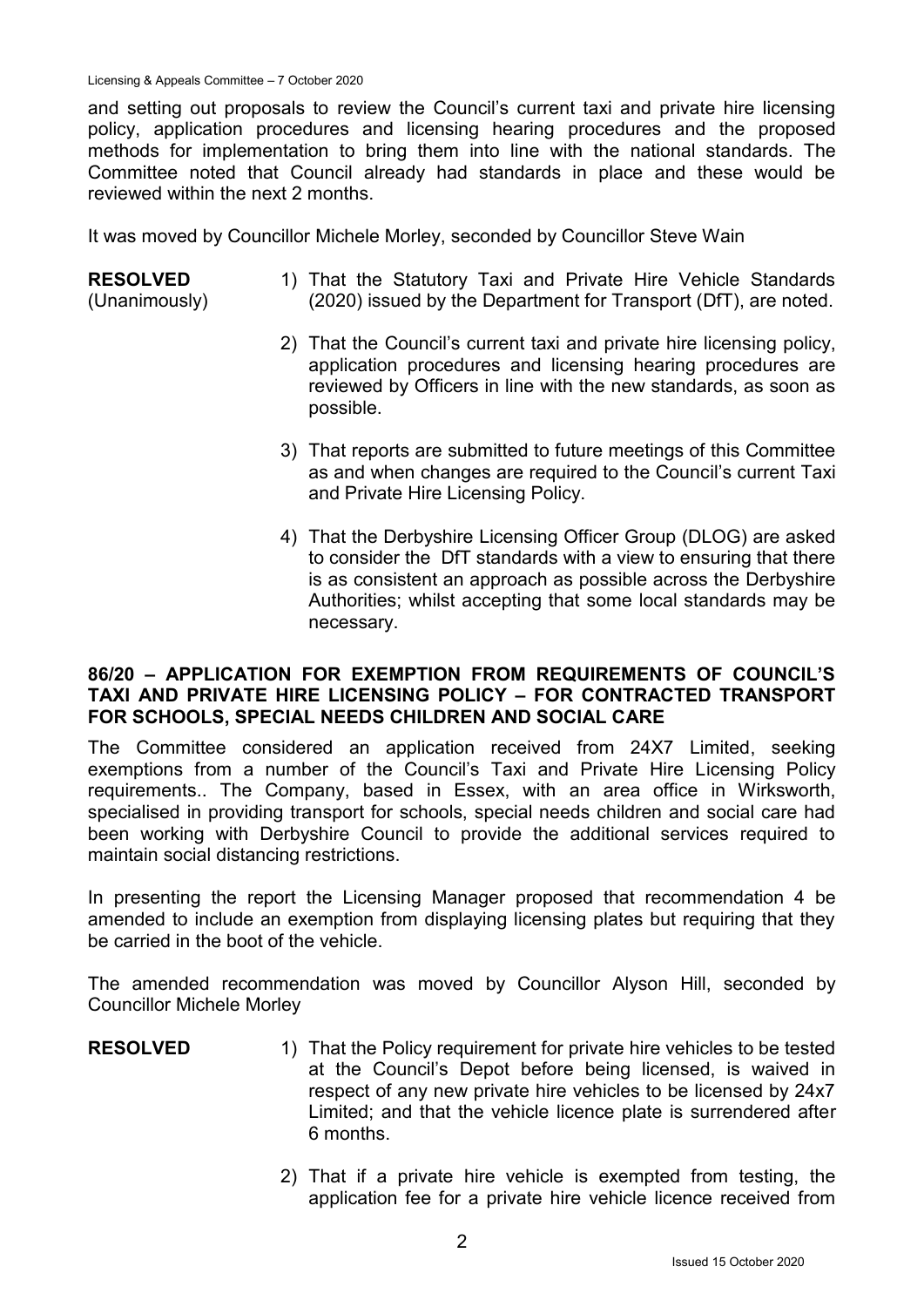and setting out proposals to review the Council's current taxi and private hire licensing policy, application procedures and licensing hearing procedures and the proposed methods for implementation to bring them into line with the national standards. The Committee noted that Council already had standards in place and these would be reviewed within the next 2 months.

It was moved by Councillor Michele Morley, seconded by Councillor Steve Wain

**RESOLVED** (Unanimously)

1) That the Statutory Taxi and Private Hire Vehicle Standards (2020) issued by the Department for Transport (DfT), are noted.

2) That the Council's current taxi and private hire licensing policy, application procedures and licensing hearing procedures are reviewed by Officers in line with the new standards, as soon as possible.

3) That reports are submitted to future meetings of this Committee as and when changes are required to the Council's current Taxi and Private Hire Licensing Policy.

4) That the Derbyshire Licensing Officer Group (DLOG) are asked to consider the DfT standards with a view to ensuring that there is as consistent an approach as possible across the Derbyshire Authorities; whilst accepting that some local standards may be necessary.

## 86/20 – APPLICATION FOR EXEMPTION FROM REQUIREMENTS OF COUNCIL'S TAXI AND PRIVATE HIRE LICENSING POLICY – FOR CONTRACTED TRANSPORT FOR SCHOOLS, SPECIAL NEEDS CHILDREN AND SOCIAL CARE

The Committee considered an application received from 24X7 Limited, seeking exemptions from a number of the Council's Taxi and Private Hire Licensing Policy requirements.. The Company, based in Essex, with an area office in Wirksworth, specialised in providing transport for schools, special needs children and social care had been working with Derbyshire Council to provide the additional services required to maintain social distancing restrictions.

In presenting the report the Licensing Manager proposed that recommendation 4 be amended to include an exemption from displaying licensing plates but requiring that they be carried in the boot of the vehicle.

The amended recommendation was moved by Councillor Alyson Hill, seconded by Councillor Michele Morley

**RESOLVED**

1) That the Policy requirement for private hire vehicles to be tested at the Council's Depot before being licensed, is waived in respect of any new private hire vehicles to be licensed by 24x7 Limited; and that the vehicle licence plate is surrendered after 6 months.

2) That if a private hire vehicle is exempted from testing, the application fee for a private hire vehicle licence received from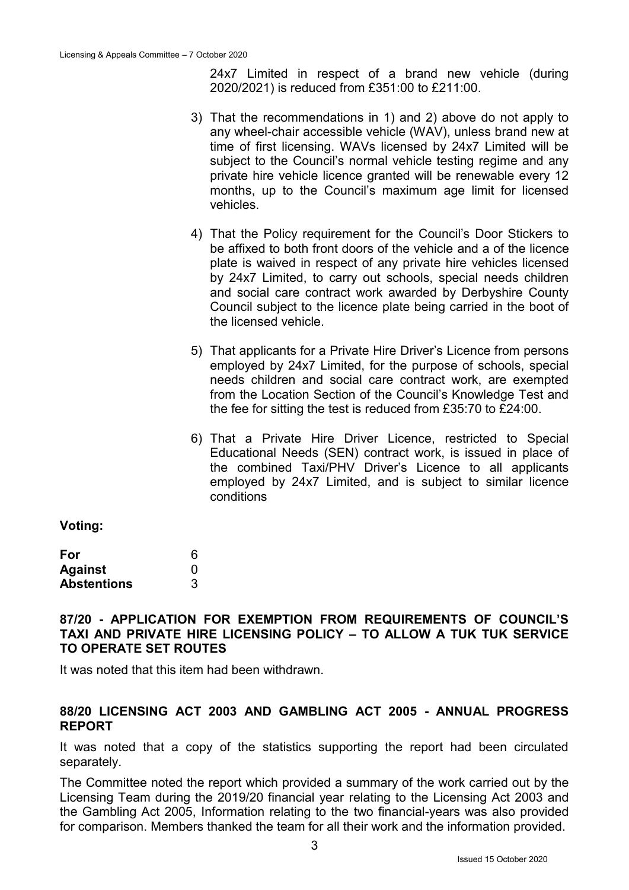24x7 Limited in respect of a brand new vehicle (during 2020/2021) is reduced from £351:00 to £211:00.

3) That the recommendations in 1) and 2) above do not apply to any wheel-chair accessible vehicle (WAV), unless brand new at time of first licensing. WAVs licensed by 24x7 Limited will be subject to the Council's normal vehicle testing regime and any private hire vehicle licence granted will be renewable every 12 months, up to the Council's maximum age limit for licensed vehicles.

4) That the Policy requirement for the Council's Door Stickers to be affixed to both front doors of the vehicle and a of the licence plate is waived in respect of any private hire vehicles licensed by 24x7 Limited, to carry out schools, special needs children and social care contract work awarded by Derbyshire County Council subject to the licence plate being carried in the boot of the licensed vehicle.

5) That applicants for a Private Hire Driver's Licence from persons employed by 24x7 Limited, for the purpose of schools, special needs children and social care contract work, are exempted from the Location Section of the Council's Knowledge Test and the fee for sitting the test is reduced from £35:70 to £24:00.

6) That a Private Hire Driver Licence, restricted to Special Educational Needs (SEN) contract work, is issued in place of the combined Taxi/PHV Driver's Licence to all applicants employed by 24x7 Limited, and is subject to similar licence conditions

**Voting:**

| | |
|---|---|
| **For** | 6 |
| **Against** | 0 |
| **Abstentions** | 3 |

## 87/20 - APPLICATION FOR EXEMPTION FROM REQUIREMENTS OF COUNCIL'S TAXI AND PRIVATE HIRE LICENSING POLICY – TO ALLOW A TUK TUK SERVICE TO OPERATE SET ROUTES

It was noted that this item had been withdrawn.

## 88/20 LICENSING ACT 2003 AND GAMBLING ACT 2005 - ANNUAL PROGRESS REPORT

It was noted that a copy of the statistics supporting the report had been circulated separately.

The Committee noted the report which provided a summary of the work carried out by the Licensing Team during the 2019/20 financial year relating to the Licensing Act 2003 and the Gambling Act 2005, Information relating to the two financial-years was also provided for comparison. Members thanked the team for all their work and the information provided.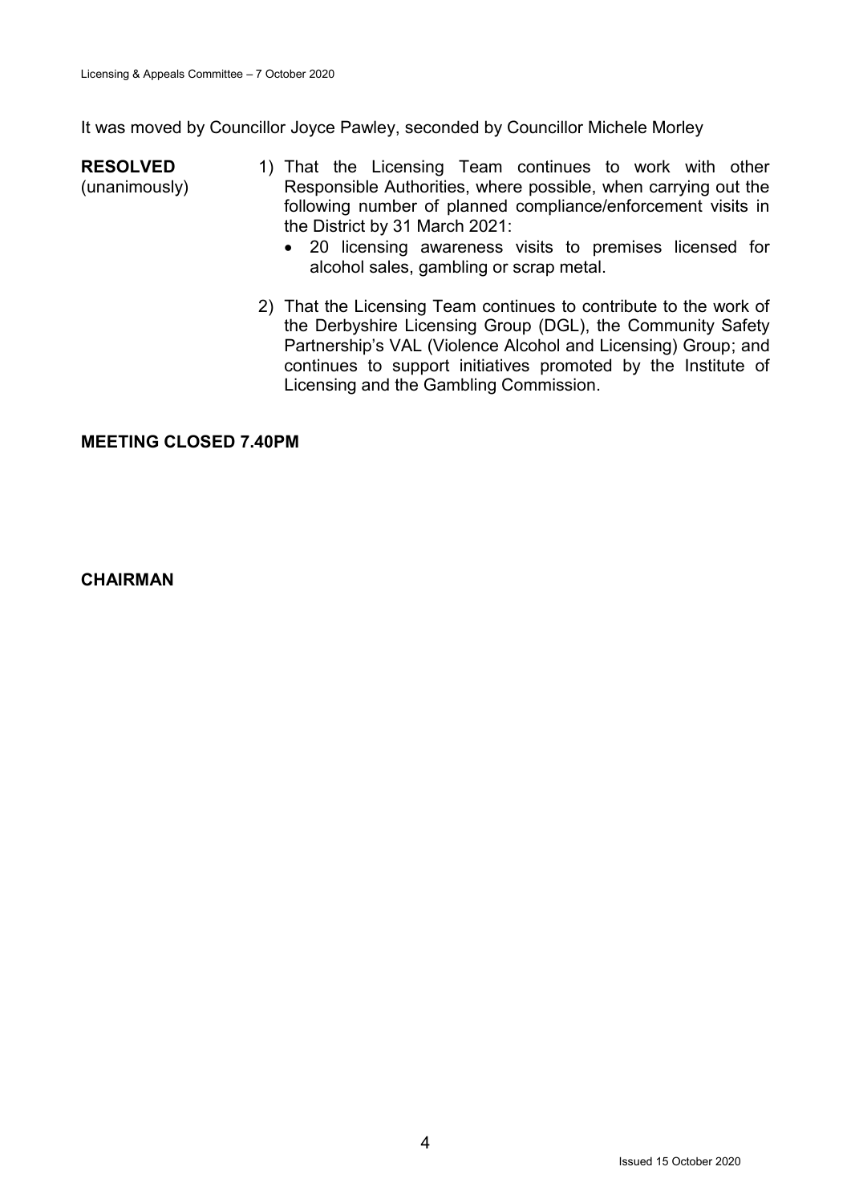It was moved by Councillor Joyce Pawley, seconded by Councillor Michele Morley

**RESOLVED** (unanimously)

1) That the Licensing Team continues to work with other Responsible Authorities, where possible, when carrying out the following number of planned compliance/enforcement visits in the District by 31 March 2021:
    - 20 licensing awareness visits to premises licensed for alcohol sales, gambling or scrap metal.

2) That the Licensing Team continues to contribute to the work of the Derbyshire Licensing Group (DGL), the Community Safety Partnership's VAL (Violence Alcohol and Licensing) Group; and continues to support initiatives promoted by the Institute of Licensing and the Gambling Commission.

**MEETING CLOSED 7.40PM**

**CHAIRMAN**